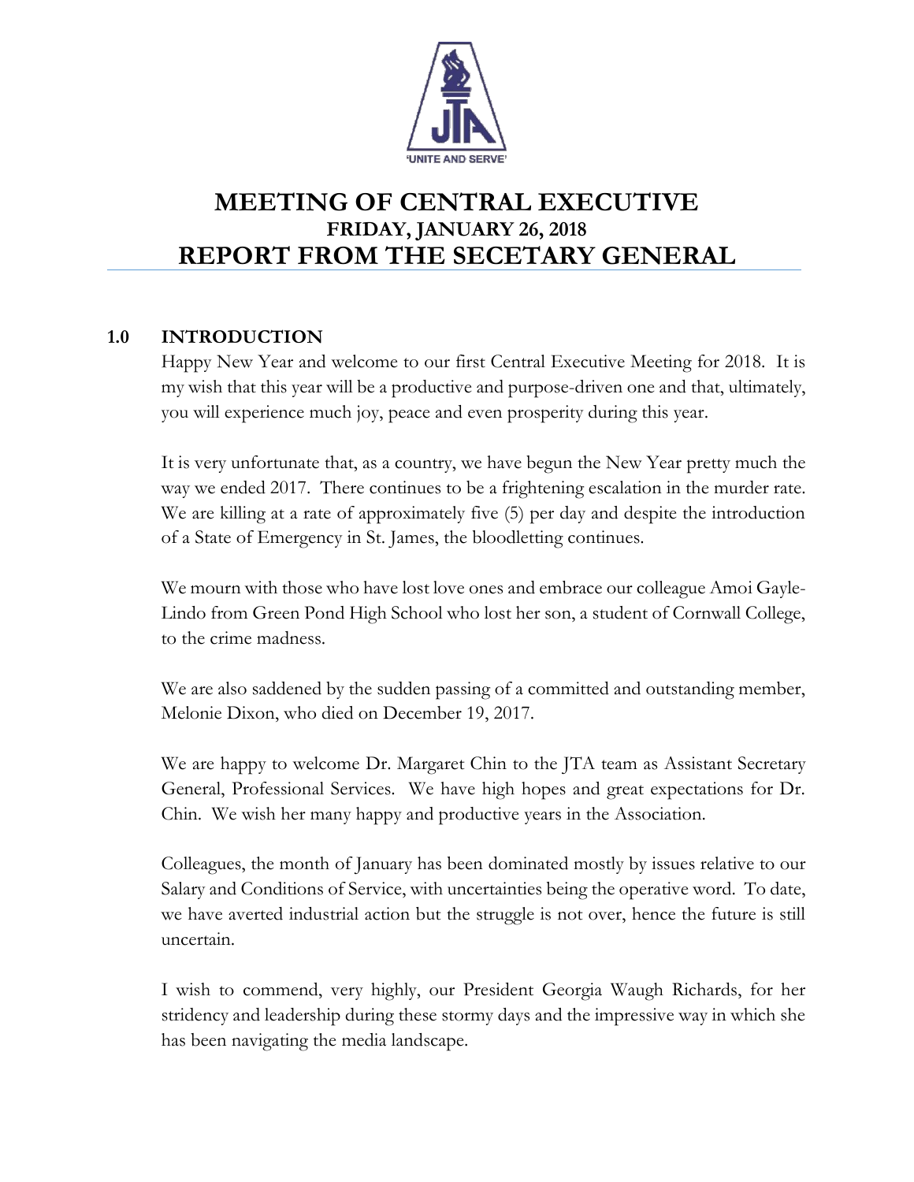# MEETING OF CENTRAL EXECUTIVE

## FRIDAY, JANUARY 26, 2018

# REPORT FROM THE SECETARY GENERAL

## 1.0 INTRODUCTION

Happy New Year and welcome to our first Central Executive Meeting for 2018. It is my wish that this year will be a productive and purpose-driven one and that, ultimately, you will experience much joy, peace and even prosperity during this year.

It is very unfortunate that, as a country, we have begun the New Year pretty much the way we ended 2017. There continues to be a frightening escalation in the murder rate. We are killing at a rate of approximately five (5) per day and despite the introduction of a State of Emergency in St. James, the bloodletting continues.

We mourn with those who have lost love ones and embrace our colleague Amoi Gayle-Lindo from Green Pond High School who lost her son, a student of Cornwall College, to the crime madness.

We are also saddened by the sudden passing of a committed and outstanding member, Melonie Dixon, who died on December 19, 2017.

We are happy to welcome Dr. Margaret Chin to the JTA team as Assistant Secretary General, Professional Services. We have high hopes and great expectations for Dr. Chin. We wish her many happy and productive years in the Association.

Colleagues, the month of January has been dominated mostly by issues relative to our Salary and Conditions of Service, with uncertainties being the operative word. To date, we have averted industrial action but the struggle is not over, hence the future is still uncertain.

I wish to commend, very highly, our President Georgia Waugh Richards, for her stridency and leadership during these stormy days and the impressive way in which she has been navigating the media landscape.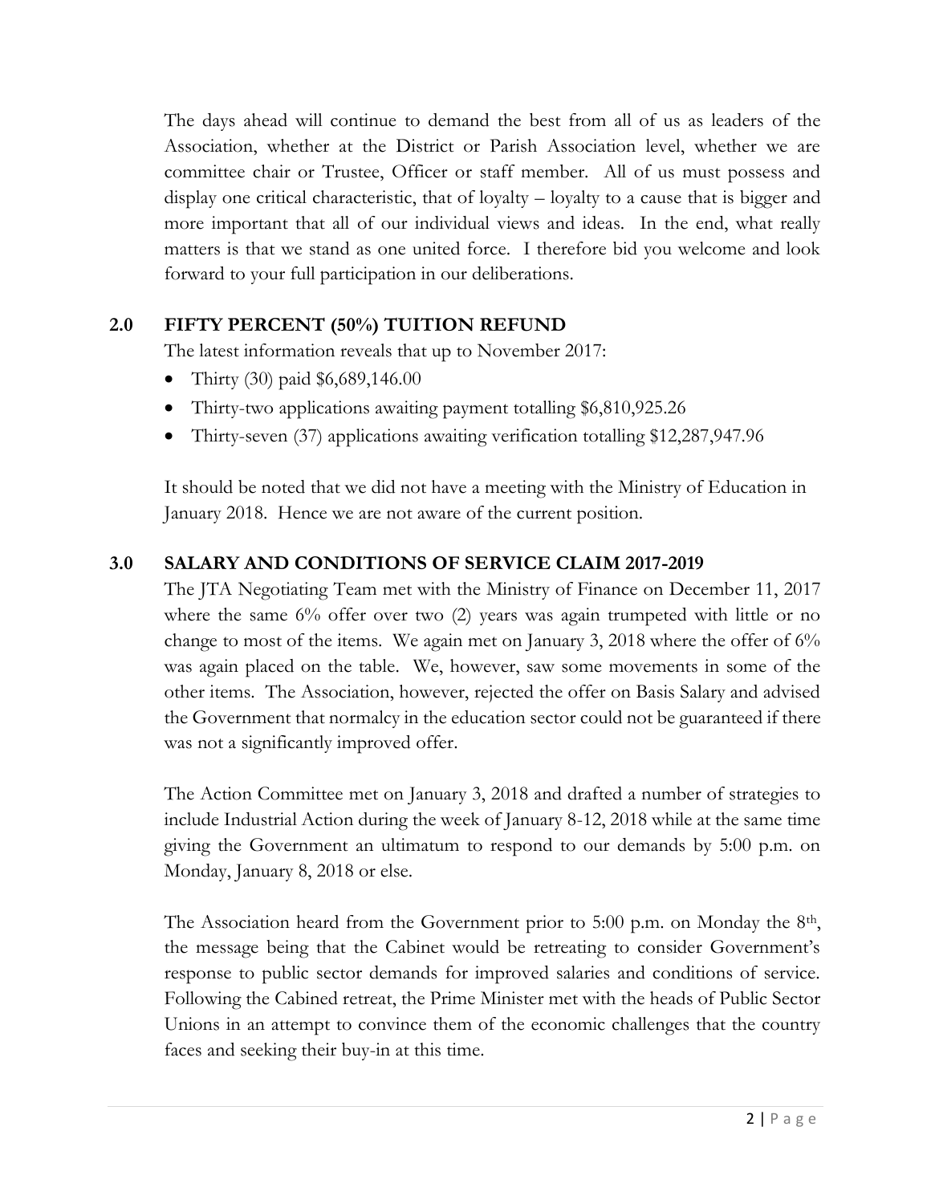The days ahead will continue to demand the best from all of us as leaders of the Association, whether at the District or Parish Association level, whether we are committee chair or Trustee, Officer or staff member. All of us must possess and display one critical characteristic, that of loyalty – loyalty to a cause that is bigger and more important that all of our individual views and ideas. In the end, what really matters is that we stand as one united force. I therefore bid you welcome and look forward to your full participation in our deliberations.

## 2.0 FIFTY PERCENT (50%) TUITION REFUND

The latest information reveals that up to November 2017:

- Thirty (30) paid $6,689,146.00
- Thirty-two applications awaiting payment totalling $6,810,925.26
- Thirty-seven (37) applications awaiting verification totalling $12,287,947.96

It should be noted that we did not have a meeting with the Ministry of Education in January 2018. Hence we are not aware of the current position.

## 3.0 SALARY AND CONDITIONS OF SERVICE CLAIM 2017-2019

The JTA Negotiating Team met with the Ministry of Finance on December 11, 2017 where the same 6% offer over two (2) years was again trumpeted with little or no change to most of the items. We again met on January 3, 2018 where the offer of 6% was again placed on the table. We, however, saw some movements in some of the other items. The Association, however, rejected the offer on Basis Salary and advised the Government that normalcy in the education sector could not be guaranteed if there was not a significantly improved offer.

The Action Committee met on January 3, 2018 and drafted a number of strategies to include Industrial Action during the week of January 8-12, 2018 while at the same time giving the Government an ultimatum to respond to our demands by 5:00 p.m. on Monday, January 8, 2018 or else.

The Association heard from the Government prior to 5:00 p.m. on Monday the 8th, the message being that the Cabinet would be retreating to consider Government's response to public sector demands for improved salaries and conditions of service. Following the Cabined retreat, the Prime Minister met with the heads of Public Sector Unions in an attempt to convince them of the economic challenges that the country faces and seeking their buy-in at this time.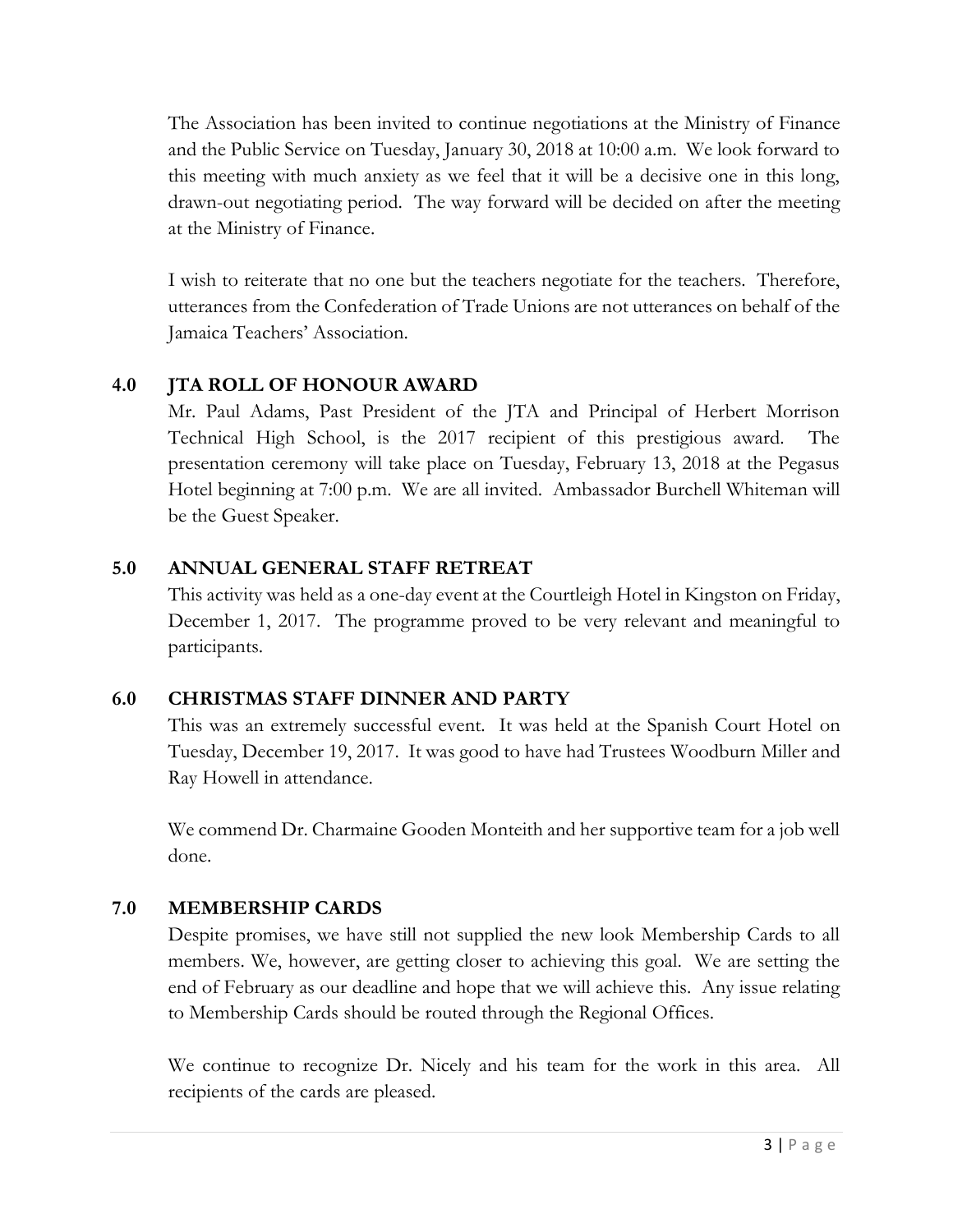The Association has been invited to continue negotiations at the Ministry of Finance and the Public Service on Tuesday, January 30, 2018 at 10:00 a.m. We look forward to this meeting with much anxiety as we feel that it will be a decisive one in this long, drawn-out negotiating period. The way forward will be decided on after the meeting at the Ministry of Finance.

I wish to reiterate that no one but the teachers negotiate for the teachers. Therefore, utterances from the Confederation of Trade Unions are not utterances on behalf of the Jamaica Teachers' Association.

## 4.0 JTA ROLL OF HONOUR AWARD

Mr. Paul Adams, Past President of the JTA and Principal of Herbert Morrison Technical High School, is the 2017 recipient of this prestigious award. The presentation ceremony will take place on Tuesday, February 13, 2018 at the Pegasus Hotel beginning at 7:00 p.m. We are all invited. Ambassador Burchell Whiteman will be the Guest Speaker.

## 5.0 ANNUAL GENERAL STAFF RETREAT

This activity was held as a one-day event at the Courtleigh Hotel in Kingston on Friday, December 1, 2017. The programme proved to be very relevant and meaningful to participants.

## 6.0 CHRISTMAS STAFF DINNER AND PARTY

This was an extremely successful event. It was held at the Spanish Court Hotel on Tuesday, December 19, 2017. It was good to have had Trustees Woodburn Miller and Ray Howell in attendance.

We commend Dr. Charmaine Gooden Monteith and her supportive team for a job well done.

## 7.0 MEMBERSHIP CARDS

Despite promises, we have still not supplied the new look Membership Cards to all members. We, however, are getting closer to achieving this goal. We are setting the end of February as our deadline and hope that we will achieve this. Any issue relating to Membership Cards should be routed through the Regional Offices.

We continue to recognize Dr. Nicely and his team for the work in this area. All recipients of the cards are pleased.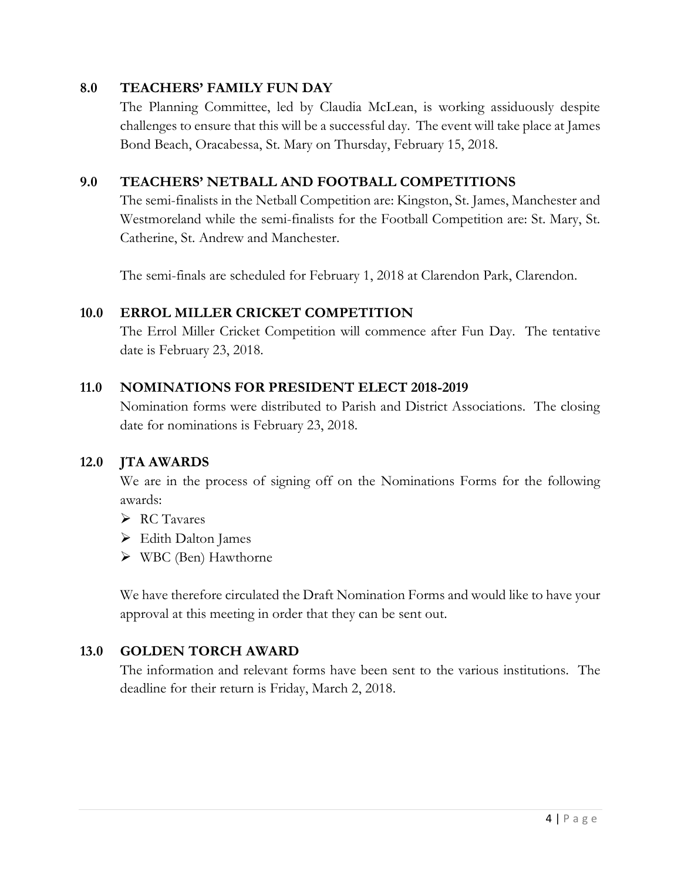## 8.0 TEACHERS' FAMILY FUN DAY

The Planning Committee, led by Claudia McLean, is working assiduously despite challenges to ensure that this will be a successful day. The event will take place at James Bond Beach, Oracabessa, St. Mary on Thursday, February 15, 2018.

## 9.0 TEACHERS' NETBALL AND FOOTBALL COMPETITIONS

The semi-finalists in the Netball Competition are: Kingston, St. James, Manchester and Westmoreland while the semi-finalists for the Football Competition are: St. Mary, St. Catherine, St. Andrew and Manchester.

The semi-finals are scheduled for February 1, 2018 at Clarendon Park, Clarendon.

## 10.0 ERROL MILLER CRICKET COMPETITION

The Errol Miller Cricket Competition will commence after Fun Day. The tentative date is February 23, 2018.

## 11.0 NOMINATIONS FOR PRESIDENT ELECT 2018-2019

Nomination forms were distributed to Parish and District Associations. The closing date for nominations is February 23, 2018.

## 12.0 JTA AWARDS

We are in the process of signing off on the Nominations Forms for the following awards:

- RC Tavares
- Edith Dalton James
- WBC (Ben) Hawthorne

We have therefore circulated the Draft Nomination Forms and would like to have your approval at this meeting in order that they can be sent out.

## 13.0 GOLDEN TORCH AWARD

The information and relevant forms have been sent to the various institutions. The deadline for their return is Friday, March 2, 2018.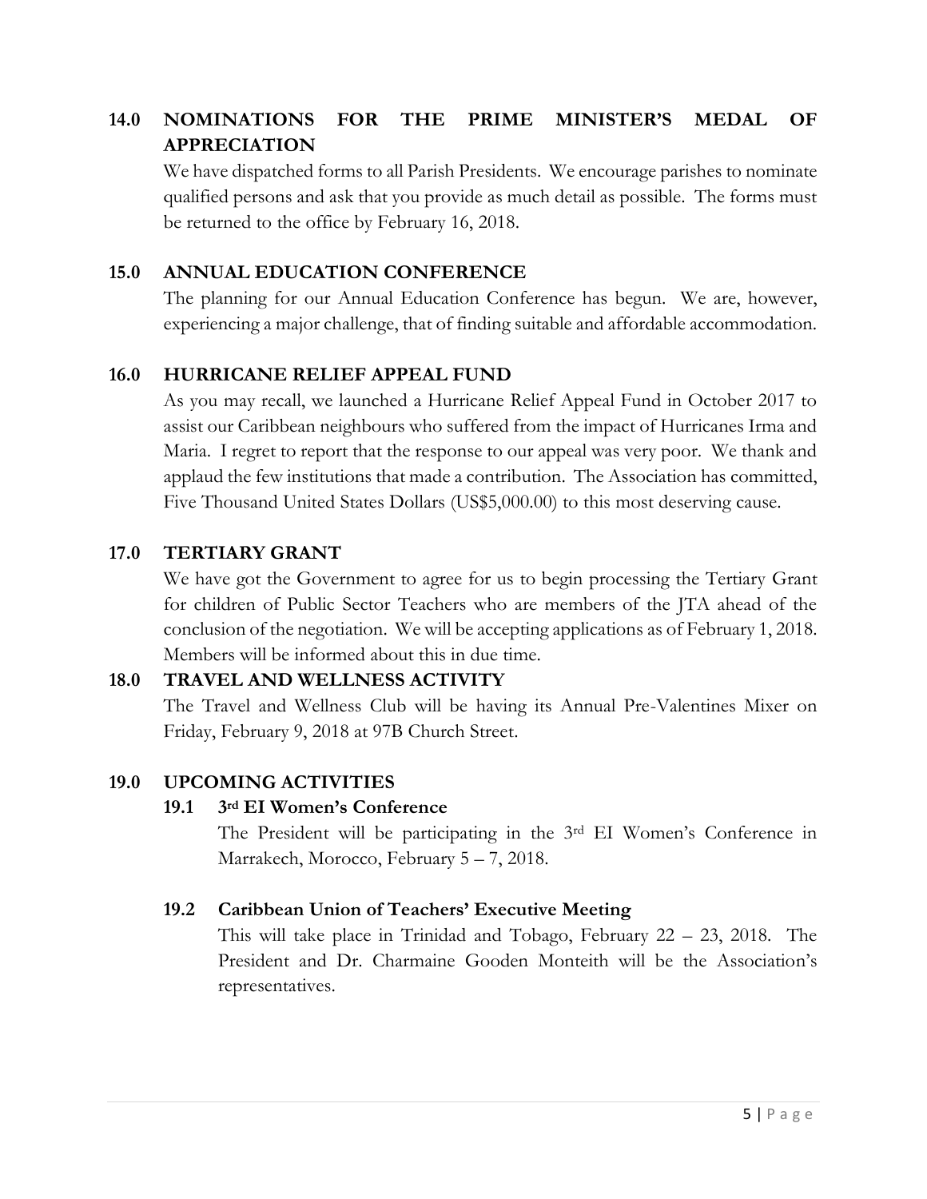## 14.0 NOMINATIONS FOR THE PRIME MINISTER'S MEDAL OF APPRECIATION

We have dispatched forms to all Parish Presidents. We encourage parishes to nominate qualified persons and ask that you provide as much detail as possible. The forms must be returned to the office by February 16, 2018.

## 15.0 ANNUAL EDUCATION CONFERENCE

The planning for our Annual Education Conference has begun. We are, however, experiencing a major challenge, that of finding suitable and affordable accommodation.

## 16.0 HURRICANE RELIEF APPEAL FUND

As you may recall, we launched a Hurricane Relief Appeal Fund in October 2017 to assist our Caribbean neighbours who suffered from the impact of Hurricanes Irma and Maria. I regret to report that the response to our appeal was very poor. We thank and applaud the few institutions that made a contribution. The Association has committed, Five Thousand United States Dollars (US$5,000.00) to this most deserving cause.

## 17.0 TERTIARY GRANT

We have got the Government to agree for us to begin processing the Tertiary Grant for children of Public Sector Teachers who are members of the JTA ahead of the conclusion of the negotiation. We will be accepting applications as of February 1, 2018. Members will be informed about this in due time.

## 18.0 TRAVEL AND WELLNESS ACTIVITY

The Travel and Wellness Club will be having its Annual Pre-Valentines Mixer on Friday, February 9, 2018 at 97B Church Street.

## 19.0 UPCOMING ACTIVITIES

### 19.1 3rd EI Women's Conference

The President will be participating in the 3rd EI Women's Conference in Marrakech, Morocco, February 5 – 7, 2018.

### 19.2 Caribbean Union of Teachers' Executive Meeting

This will take place in Trinidad and Tobago, February 22 – 23, 2018. The President and Dr. Charmaine Gooden Monteith will be the Association's representatives.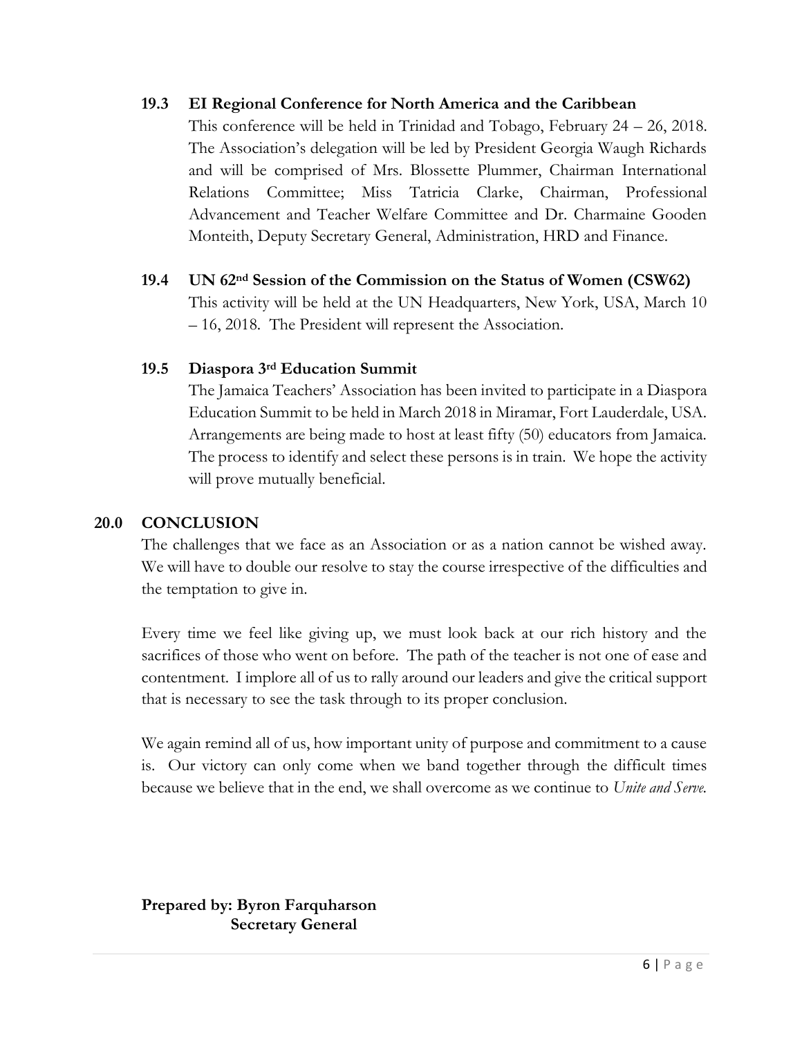### 19.3 EI Regional Conference for North America and the Caribbean

This conference will be held in Trinidad and Tobago, February 24 – 26, 2018. The Association's delegation will be led by President Georgia Waugh Richards and will be comprised of Mrs. Blossette Plummer, Chairman International Relations Committee; Miss Tatricia Clarke, Chairman, Professional Advancement and Teacher Welfare Committee and Dr. Charmaine Gooden Monteith, Deputy Secretary General, Administration, HRD and Finance.

### 19.4 UN 62nd Session of the Commission on the Status of Women (CSW62)

This activity will be held at the UN Headquarters, New York, USA, March 10 – 16, 2018. The President will represent the Association.

### 19.5 Diaspora 3rd Education Summit

The Jamaica Teachers' Association has been invited to participate in a Diaspora Education Summit to be held in March 2018 in Miramar, Fort Lauderdale, USA. Arrangements are being made to host at least fifty (50) educators from Jamaica. The process to identify and select these persons is in train. We hope the activity will prove mutually beneficial.

## 20.0 CONCLUSION

The challenges that we face as an Association or as a nation cannot be wished away. We will have to double our resolve to stay the course irrespective of the difficulties and the temptation to give in.

Every time we feel like giving up, we must look back at our rich history and the sacrifices of those who went on before. The path of the teacher is not one of ease and contentment. I implore all of us to rally around our leaders and give the critical support that is necessary to see the task through to its proper conclusion.

We again remind all of us, how important unity of purpose and commitment to a cause is. Our victory can only come when we band together through the difficult times because we believe that in the end, we shall overcome as we continue to *Unite and Serve.*

**Prepared by: Byron Farquharson**
**Secretary General**